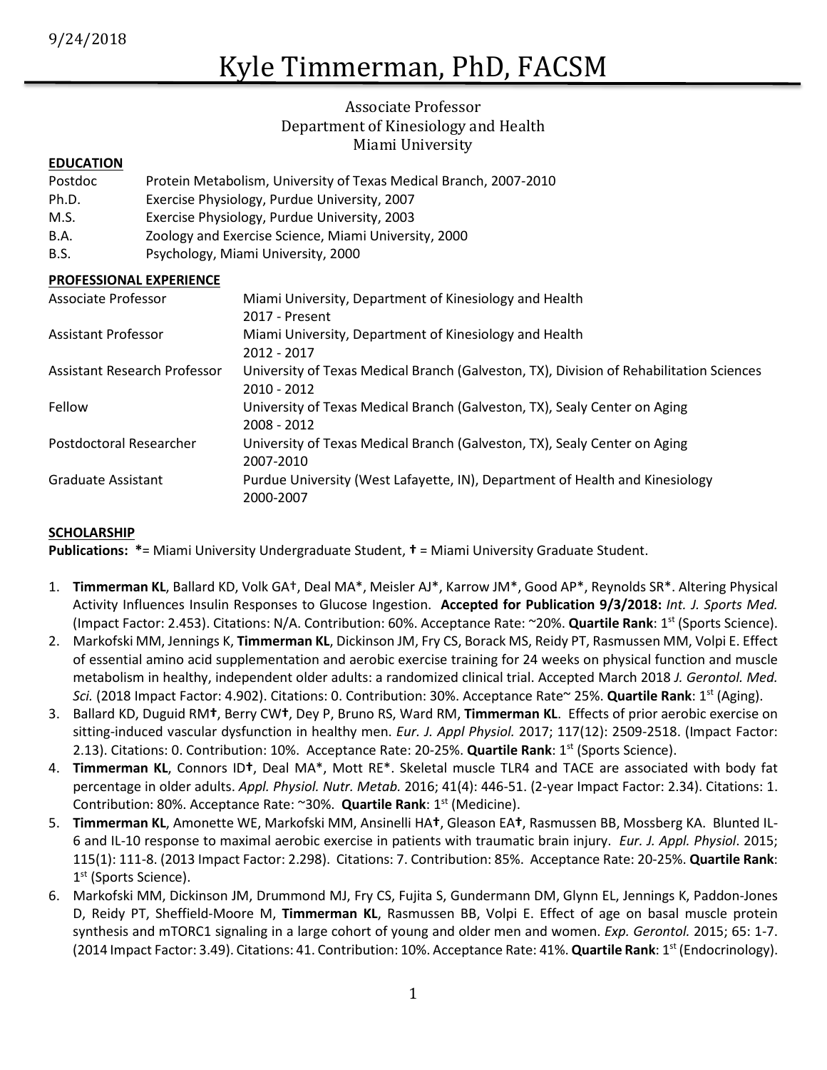9/24/2018

# Kyle Timmerman, PhD, FACSM

Associate Professor
Department of Kinesiology and Health
Miami University

## EDUCATION

| | |
|---|---|
| Postdoc | Protein Metabolism, University of Texas Medical Branch, 2007-2010 |
| Ph.D. | Exercise Physiology, Purdue University, 2007 |
| M.S. | Exercise Physiology, Purdue University, 2003 |
| B.A. | Zoology and Exercise Science, Miami University, 2000 |
| B.S. | Psychology, Miami University, 2000 |

## PROFESSIONAL EXPERIENCE

| | |
|---|---|
| Associate Professor | Miami University, Department of Kinesiology and Health<br>2017 - Present |
| Assistant Professor | Miami University, Department of Kinesiology and Health<br>2012 - 2017 |
| Assistant Research Professor | University of Texas Medical Branch (Galveston, TX), Division of Rehabilitation Sciences<br>2010 - 2012 |
| Fellow | University of Texas Medical Branch (Galveston, TX), Sealy Center on Aging<br>2008 - 2012 |
| Postdoctoral Researcher | University of Texas Medical Branch (Galveston, TX), Sealy Center on Aging<br>2007-2010 |
| Graduate Assistant | Purdue University (West Lafayette, IN), Department of Health and Kinesiology<br>2000-2007 |

## SCHOLARSHIP

**Publications: \***= Miami University Undergraduate Student, **†** = Miami University Graduate Student.

1. **Timmerman KL**, Ballard KD, Volk GA†, Deal MA*, Meisler AJ*, Karrow JM*, Good AP*, Reynolds SR*. Altering Physical Activity Influences Insulin Responses to Glucose Ingestion. **Accepted for Publication 9/3/2018:** *Int. J. Sports Med.* (Impact Factor: 2.453). Citations: N/A. Contribution: 60%. Acceptance Rate: ~20%. **Quartile Rank**: 1st (Sports Science).
2. Markofski MM, Jennings K, **Timmerman KL**, Dickinson JM, Fry CS, Borack MS, Reidy PT, Rasmussen MM, Volpi E. Effect of essential amino acid supplementation and aerobic exercise training for 24 weeks on physical function and muscle metabolism in healthy, independent older adults: a randomized clinical trial. Accepted March 2018 *J. Gerontol. Med. Sci.* (2018 Impact Factor: 4.902). Citations: 0. Contribution: 30%. Acceptance Rate~ 25%. **Quartile Rank**: 1st (Aging).
3. Ballard KD, Duguid RM**†**, Berry CW**†**, Dey P, Bruno RS, Ward RM, **Timmerman KL**. Effects of prior aerobic exercise on sitting-induced vascular dysfunction in healthy men. *Eur. J. Appl Physiol.* 2017; 117(12): 2509-2518. (Impact Factor: 2.13). Citations: 0. Contribution: 10%. Acceptance Rate: 20-25%. **Quartile Rank**: 1st (Sports Science).
4. **Timmerman KL**, Connors ID**†**, Deal MA*, Mott RE*. Skeletal muscle TLR4 and TACE are associated with body fat percentage in older adults. *Appl. Physiol. Nutr. Metab.* 2016; 41(4): 446-51. (2-year Impact Factor: 2.34). Citations: 1. Contribution: 80%. Acceptance Rate: ~30%. **Quartile Rank**: 1st (Medicine).
5. **Timmerman KL**, Amonette WE, Markofski MM, Ansinelli HA**†**, Gleason EA**†**, Rasmussen BB, Mossberg KA. Blunted IL-6 and IL-10 response to maximal aerobic exercise in patients with traumatic brain injury. *Eur. J. Appl. Physiol*. 2015; 115(1): 111-8. (2013 Impact Factor: 2.298). Citations: 7. Contribution: 85%. Acceptance Rate: 20-25%. **Quartile Rank**: 1st (Sports Science).
6. Markofski MM, Dickinson JM, Drummond MJ, Fry CS, Fujita S, Gundermann DM, Glynn EL, Jennings K, Paddon-Jones D, Reidy PT, Sheffield-Moore M, **Timmerman KL**, Rasmussen BB, Volpi E. Effect of age on basal muscle protein synthesis and mTORC1 signaling in a large cohort of young and older men and women. *Exp. Gerontol.* 2015; 65: 1-7. (2014 Impact Factor: 3.49). Citations: 41. Contribution: 10%. Acceptance Rate: 41%. **Quartile Rank**: 1st (Endocrinology).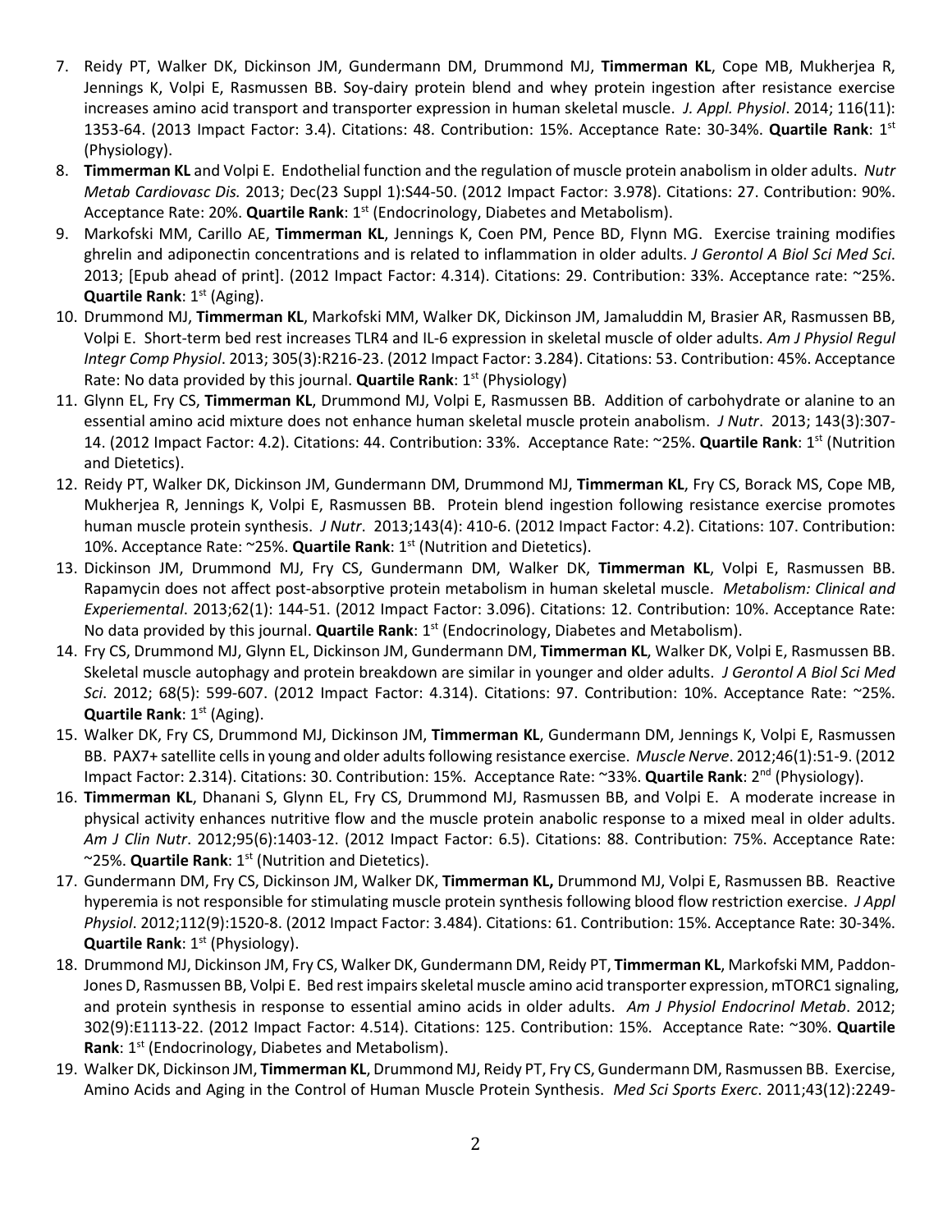7. Reidy PT, Walker DK, Dickinson JM, Gundermann DM, Drummond MJ, **Timmerman KL**, Cope MB, Mukherjea R, Jennings K, Volpi E, Rasmussen BB. Soy-dairy protein blend and whey protein ingestion after resistance exercise increases amino acid transport and transporter expression in human skeletal muscle. *J. Appl. Physiol*. 2014; 116(11): 1353-64. (2013 Impact Factor: 3.4). Citations: 48. Contribution: 15%. Acceptance Rate: 30-34%. **Quartile Rank**: 1st (Physiology).
8. **Timmerman KL** and Volpi E. Endothelial function and the regulation of muscle protein anabolism in older adults. *Nutr Metab Cardiovasc Dis.* 2013; Dec(23 Suppl 1):S44-50. (2012 Impact Factor: 3.978). Citations: 27. Contribution: 90%. Acceptance Rate: 20%. **Quartile Rank**: 1st (Endocrinology, Diabetes and Metabolism).
9. Markofski MM, Carillo AE, **Timmerman KL**, Jennings K, Coen PM, Pence BD, Flynn MG. Exercise training modifies ghrelin and adiponectin concentrations and is related to inflammation in older adults. *J Gerontol A Biol Sci Med Sci*. 2013; [Epub ahead of print]. (2012 Impact Factor: 4.314). Citations: 29. Contribution: 33%. Acceptance rate: ~25%. **Quartile Rank**: 1st (Aging).
10. Drummond MJ, **Timmerman KL**, Markofski MM, Walker DK, Dickinson JM, Jamaluddin M, Brasier AR, Rasmussen BB, Volpi E. Short-term bed rest increases TLR4 and IL-6 expression in skeletal muscle of older adults. *Am J Physiol Regul Integr Comp Physiol*. 2013; 305(3):R216-23. (2012 Impact Factor: 3.284). Citations: 53. Contribution: 45%. Acceptance Rate: No data provided by this journal. **Quartile Rank**: 1st (Physiology)
11. Glynn EL, Fry CS, **Timmerman KL**, Drummond MJ, Volpi E, Rasmussen BB. Addition of carbohydrate or alanine to an essential amino acid mixture does not enhance human skeletal muscle protein anabolism. *J Nutr*. 2013; 143(3):307-14. (2012 Impact Factor: 4.2). Citations: 44. Contribution: 33%. Acceptance Rate: ~25%. **Quartile Rank**: 1st (Nutrition and Dietetics).
12. Reidy PT, Walker DK, Dickinson JM, Gundermann DM, Drummond MJ, **Timmerman KL**, Fry CS, Borack MS, Cope MB, Mukherjea R, Jennings K, Volpi E, Rasmussen BB. Protein blend ingestion following resistance exercise promotes human muscle protein synthesis. *J Nutr*. 2013;143(4): 410-6. (2012 Impact Factor: 4.2). Citations: 107. Contribution: 10%. Acceptance Rate: ~25%. **Quartile Rank**: 1st (Nutrition and Dietetics).
13. Dickinson JM, Drummond MJ, Fry CS, Gundermann DM, Walker DK, **Timmerman KL**, Volpi E, Rasmussen BB. Rapamycin does not affect post-absorptive protein metabolism in human skeletal muscle. *Metabolism: Clinical and Experiemental*. 2013;62(1): 144-51. (2012 Impact Factor: 3.096). Citations: 12. Contribution: 10%. Acceptance Rate: No data provided by this journal. **Quartile Rank**: 1st (Endocrinology, Diabetes and Metabolism).
14. Fry CS, Drummond MJ, Glynn EL, Dickinson JM, Gundermann DM, **Timmerman KL**, Walker DK, Volpi E, Rasmussen BB. Skeletal muscle autophagy and protein breakdown are similar in younger and older adults. *J Gerontol A Biol Sci Med Sci*. 2012; 68(5): 599-607. (2012 Impact Factor: 4.314). Citations: 97. Contribution: 10%. Acceptance Rate: ~25%. **Quartile Rank**: 1st (Aging).
15. Walker DK, Fry CS, Drummond MJ, Dickinson JM, **Timmerman KL**, Gundermann DM, Jennings K, Volpi E, Rasmussen BB. PAX7+ satellite cells in young and older adults following resistance exercise. *Muscle Nerve*. 2012;46(1):51-9. (2012 Impact Factor: 2.314). Citations: 30. Contribution: 15%. Acceptance Rate: ~33%. **Quartile Rank**: 2nd (Physiology).
16. **Timmerman KL**, Dhanani S, Glynn EL, Fry CS, Drummond MJ, Rasmussen BB, and Volpi E. A moderate increase in physical activity enhances nutritive flow and the muscle protein anabolic response to a mixed meal in older adults. *Am J Clin Nutr*. 2012;95(6):1403-12. (2012 Impact Factor: 6.5). Citations: 88. Contribution: 75%. Acceptance Rate: ~25%. **Quartile Rank**: 1st (Nutrition and Dietetics).
17. Gundermann DM, Fry CS, Dickinson JM, Walker DK, **Timmerman KL,** Drummond MJ, Volpi E, Rasmussen BB. Reactive hyperemia is not responsible for stimulating muscle protein synthesis following blood flow restriction exercise. *J Appl Physiol*. 2012;112(9):1520-8. (2012 Impact Factor: 3.484). Citations: 61. Contribution: 15%. Acceptance Rate: 30-34%. **Quartile Rank**: 1st (Physiology).
18. Drummond MJ, Dickinson JM, Fry CS, Walker DK, Gundermann DM, Reidy PT, **Timmerman KL**, Markofski MM, Paddon-Jones D, Rasmussen BB, Volpi E. Bed rest impairs skeletal muscle amino acid transporter expression, mTORC1 signaling, and protein synthesis in response to essential amino acids in older adults. *Am J Physiol Endocrinol Metab*. 2012; 302(9):E1113-22. (2012 Impact Factor: 4.514). Citations: 125. Contribution: 15%. Acceptance Rate: ~30%. **Quartile Rank**: 1st (Endocrinology, Diabetes and Metabolism).
19. Walker DK, Dickinson JM, **Timmerman KL**, Drummond MJ, Reidy PT, Fry CS, Gundermann DM, Rasmussen BB. Exercise, Amino Acids and Aging in the Control of Human Muscle Protein Synthesis. *Med Sci Sports Exerc*. 2011;43(12):2249-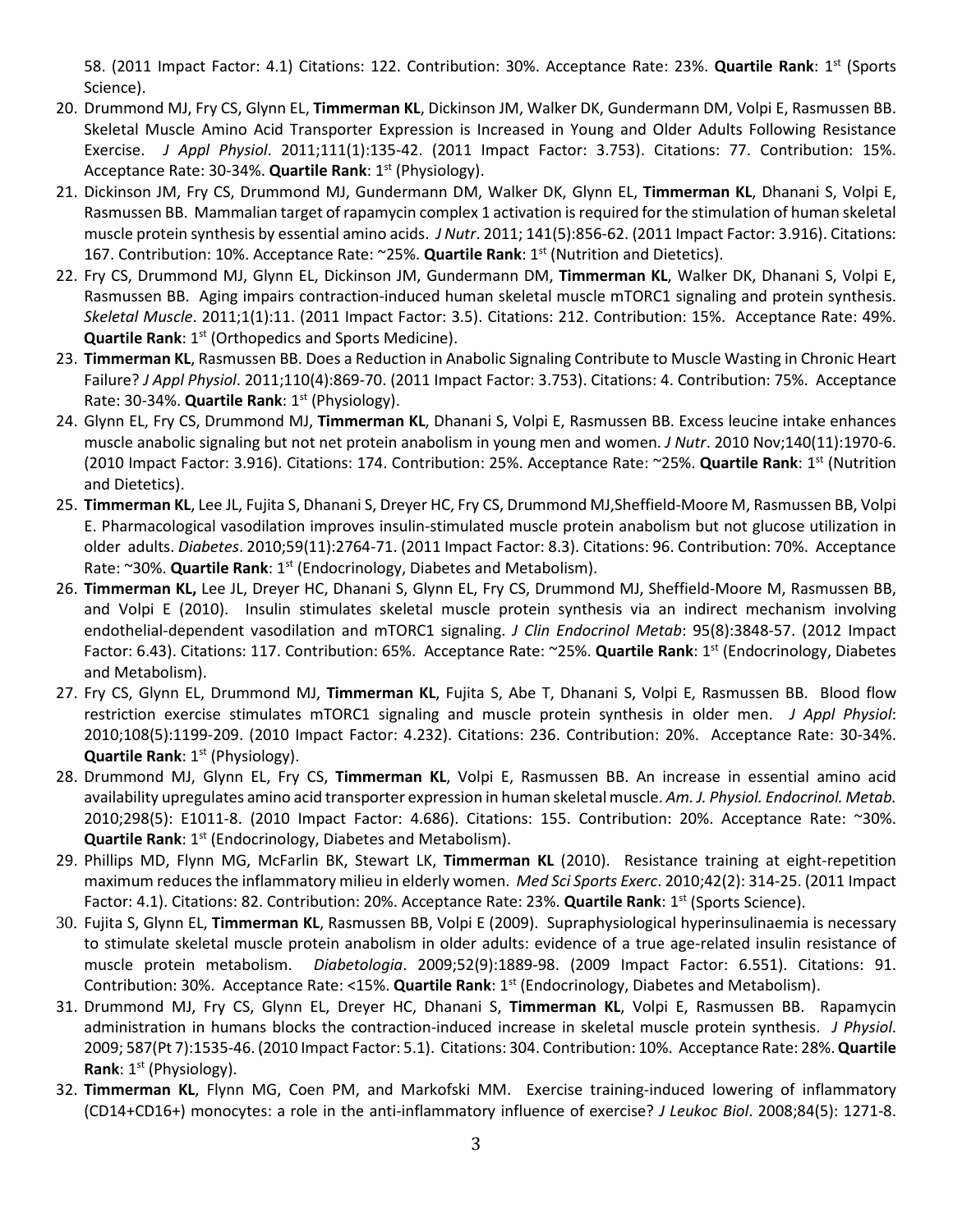58. (2011 Impact Factor: 4.1) Citations: 122. Contribution: 30%. Acceptance Rate: 23%. **Quartile Rank**: 1st (Sports Science).

20. Drummond MJ, Fry CS, Glynn EL, **Timmerman KL**, Dickinson JM, Walker DK, Gundermann DM, Volpi E, Rasmussen BB. Skeletal Muscle Amino Acid Transporter Expression is Increased in Young and Older Adults Following Resistance Exercise. *J Appl Physiol*. 2011;111(1):135-42. (2011 Impact Factor: 3.753). Citations: 77. Contribution: 15%. Acceptance Rate: 30-34%. **Quartile Rank**: 1st (Physiology).
21. Dickinson JM, Fry CS, Drummond MJ, Gundermann DM, Walker DK, Glynn EL, **Timmerman KL**, Dhanani S, Volpi E, Rasmussen BB. Mammalian target of rapamycin complex 1 activation is required for the stimulation of human skeletal muscle protein synthesis by essential amino acids. *J Nutr*. 2011; 141(5):856-62. (2011 Impact Factor: 3.916). Citations: 167. Contribution: 10%. Acceptance Rate: ~25%. **Quartile Rank**: 1st (Nutrition and Dietetics).
22. Fry CS, Drummond MJ, Glynn EL, Dickinson JM, Gundermann DM, **Timmerman KL**, Walker DK, Dhanani S, Volpi E, Rasmussen BB. Aging impairs contraction-induced human skeletal muscle mTORC1 signaling and protein synthesis. *Skeletal Muscle*. 2011;1(1):11. (2011 Impact Factor: 3.5). Citations: 212. Contribution: 15%. Acceptance Rate: 49%. **Quartile Rank**: 1st (Orthopedics and Sports Medicine).
23. **Timmerman KL**, Rasmussen BB. Does a Reduction in Anabolic Signaling Contribute to Muscle Wasting in Chronic Heart Failure? *J Appl Physiol*. 2011;110(4):869-70. (2011 Impact Factor: 3.753). Citations: 4. Contribution: 75%. Acceptance Rate: 30-34%. **Quartile Rank**: 1st (Physiology).
24. Glynn EL, Fry CS, Drummond MJ, **Timmerman KL**, Dhanani S, Volpi E, Rasmussen BB. Excess leucine intake enhances muscle anabolic signaling but not net protein anabolism in young men and women. *J Nutr*. 2010 Nov;140(11):1970-6. (2010 Impact Factor: 3.916). Citations: 174. Contribution: 25%. Acceptance Rate: ~25%. **Quartile Rank**: 1st (Nutrition and Dietetics).
25. **Timmerman KL**, Lee JL, Fujita S, Dhanani S, Dreyer HC, Fry CS, Drummond MJ,Sheffield-Moore M, Rasmussen BB, Volpi E. Pharmacological vasodilation improves insulin-stimulated muscle protein anabolism but not glucose utilization in older adults. *Diabetes*. 2010;59(11):2764-71. (2011 Impact Factor: 8.3). Citations: 96. Contribution: 70%. Acceptance Rate: ~30%. **Quartile Rank**: 1st (Endocrinology, Diabetes and Metabolism).
26. **Timmerman KL,** Lee JL, Dreyer HC, Dhanani S, Glynn EL, Fry CS, Drummond MJ, Sheffield-Moore M, Rasmussen BB, and Volpi E (2010). Insulin stimulates skeletal muscle protein synthesis via an indirect mechanism involving endothelial-dependent vasodilation and mTORC1 signaling. *J Clin Endocrinol Metab*: 95(8):3848-57. (2012 Impact Factor: 6.43). Citations: 117. Contribution: 65%. Acceptance Rate: ~25%. **Quartile Rank**: 1st (Endocrinology, Diabetes and Metabolism).
27. Fry CS, Glynn EL, Drummond MJ, **Timmerman KL**, Fujita S, Abe T, Dhanani S, Volpi E, Rasmussen BB. Blood flow restriction exercise stimulates mTORC1 signaling and muscle protein synthesis in older men. *J Appl Physiol*: 2010;108(5):1199-209. (2010 Impact Factor: 4.232). Citations: 236. Contribution: 20%. Acceptance Rate: 30-34%. **Quartile Rank**: 1st (Physiology).
28. Drummond MJ, Glynn EL, Fry CS, **Timmerman KL**, Volpi E, Rasmussen BB. An increase in essential amino acid availability upregulates amino acid transporter expression in human skeletal muscle. *Am. J. Physiol. Endocrinol. Metab.* 2010;298(5): E1011-8. (2010 Impact Factor: 4.686). Citations: 155. Contribution: 20%. Acceptance Rate: ~30%. **Quartile Rank**: 1st (Endocrinology, Diabetes and Metabolism).
29. Phillips MD, Flynn MG, McFarlin BK, Stewart LK, **Timmerman KL** (2010). Resistance training at eight-repetition maximum reduces the inflammatory milieu in elderly women. *Med Sci Sports Exerc*. 2010;42(2): 314-25. (2011 Impact Factor: 4.1). Citations: 82. Contribution: 20%. Acceptance Rate: 23%. **Quartile Rank**: 1st (Sports Science).
30. Fujita S, Glynn EL, **Timmerman KL**, Rasmussen BB, Volpi E (2009). Supraphysiological hyperinsulinaemia is necessary to stimulate skeletal muscle protein anabolism in older adults: evidence of a true age-related insulin resistance of muscle protein metabolism. *Diabetologia*. 2009;52(9):1889-98. (2009 Impact Factor: 6.551). Citations: 91. Contribution: 30%. Acceptance Rate: <15%. **Quartile Rank**: 1st (Endocrinology, Diabetes and Metabolism).
31. Drummond MJ, Fry CS, Glynn EL, Dreyer HC, Dhanani S, **Timmerman KL**, Volpi E, Rasmussen BB. Rapamycin administration in humans blocks the contraction-induced increase in skeletal muscle protein synthesis. *J Physiol*. 2009; 587(Pt 7):1535-46. (2010 Impact Factor: 5.1). Citations: 304. Contribution: 10%. Acceptance Rate: 28%. **Quartile Rank**: 1st (Physiology).
32. **Timmerman KL**, Flynn MG, Coen PM, and Markofski MM. Exercise training-induced lowering of inflammatory (CD14+CD16+) monocytes: a role in the anti-inflammatory influence of exercise? *J Leukoc Biol*. 2008;84(5): 1271-8.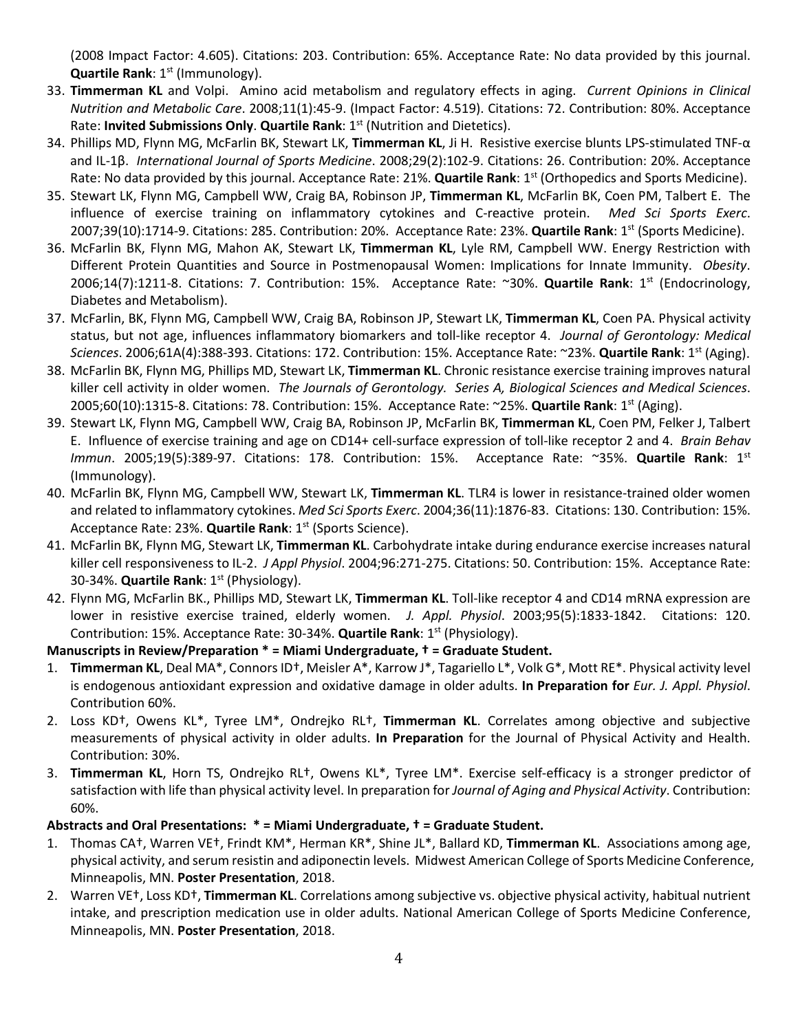(2008 Impact Factor: 4.605). Citations: 203. Contribution: 65%. Acceptance Rate: No data provided by this journal. **Quartile Rank**: 1st (Immunology).

33. **Timmerman KL** and Volpi. Amino acid metabolism and regulatory effects in aging. *Current Opinions in Clinical Nutrition and Metabolic Care*. 2008;11(1):45-9. (Impact Factor: 4.519). Citations: 72. Contribution: 80%. Acceptance Rate: **Invited Submissions Only**. **Quartile Rank**: 1st (Nutrition and Dietetics).
34. Phillips MD, Flynn MG, McFarlin BK, Stewart LK, **Timmerman KL**, Ji H. Resistive exercise blunts LPS-stimulated TNF-α and IL-1β. *International Journal of Sports Medicine*. 2008;29(2):102-9. Citations: 26. Contribution: 20%. Acceptance Rate: No data provided by this journal. Acceptance Rate: 21%. **Quartile Rank**: 1st (Orthopedics and Sports Medicine).
35. Stewart LK, Flynn MG, Campbell WW, Craig BA, Robinson JP, **Timmerman KL**, McFarlin BK, Coen PM, Talbert E. The influence of exercise training on inflammatory cytokines and C-reactive protein. *Med Sci Sports Exerc*. 2007;39(10):1714-9. Citations: 285. Contribution: 20%. Acceptance Rate: 23%. **Quartile Rank**: 1st (Sports Medicine).
36. McFarlin BK, Flynn MG, Mahon AK, Stewart LK, **Timmerman KL**, Lyle RM, Campbell WW. Energy Restriction with Different Protein Quantities and Source in Postmenopausal Women: Implications for Innate Immunity. *Obesity*. 2006;14(7):1211-8. Citations: 7. Contribution: 15%. Acceptance Rate: ~30%. **Quartile Rank**: 1st (Endocrinology, Diabetes and Metabolism).
37. McFarlin, BK, Flynn MG, Campbell WW, Craig BA, Robinson JP, Stewart LK, **Timmerman KL**, Coen PA. Physical activity status, but not age, influences inflammatory biomarkers and toll-like receptor 4. *Journal of Gerontology: Medical Sciences*. 2006;61A(4):388-393. Citations: 172. Contribution: 15%. Acceptance Rate: ~23%. **Quartile Rank**: 1st (Aging).
38. McFarlin BK, Flynn MG, Phillips MD, Stewart LK, **Timmerman KL**. Chronic resistance exercise training improves natural killer cell activity in older women. *The Journals of Gerontology. Series A, Biological Sciences and Medical Sciences*. 2005;60(10):1315-8. Citations: 78. Contribution: 15%. Acceptance Rate: ~25%. **Quartile Rank**: 1st (Aging).
39. Stewart LK, Flynn MG, Campbell WW, Craig BA, Robinson JP, McFarlin BK, **Timmerman KL**, Coen PM, Felker J, Talbert E. Influence of exercise training and age on CD14+ cell-surface expression of toll-like receptor 2 and 4. *Brain Behav Immun*. 2005;19(5):389-97. Citations: 178. Contribution: 15%. Acceptance Rate: ~35%. **Quartile Rank**: 1st (Immunology).
40. McFarlin BK, Flynn MG, Campbell WW, Stewart LK, **Timmerman KL**. TLR4 is lower in resistance-trained older women and related to inflammatory cytokines. *Med Sci Sports Exerc*. 2004;36(11):1876-83. Citations: 130. Contribution: 15%. Acceptance Rate: 23%. **Quartile Rank**: 1st (Sports Science).
41. McFarlin BK, Flynn MG, Stewart LK, **Timmerman KL**. Carbohydrate intake during endurance exercise increases natural killer cell responsiveness to IL-2. *J Appl Physiol*. 2004;96:271-275. Citations: 50. Contribution: 15%. Acceptance Rate: 30-34%. **Quartile Rank**: 1st (Physiology).
42. Flynn MG, McFarlin BK., Phillips MD, Stewart LK, **Timmerman KL**. Toll-like receptor 4 and CD14 mRNA expression are lower in resistive exercise trained, elderly women. *J. Appl. Physiol*. 2003;95(5):1833-1842. Citations: 120. Contribution: 15%. Acceptance Rate: 30-34%. **Quartile Rank**: 1st (Physiology).

**Manuscripts in Review/Preparation * = Miami Undergraduate, † = Graduate Student.**

1. **Timmerman KL**, Deal MA*, Connors ID†, Meisler A*, Karrow J*, Tagariello L*, Volk G*, Mott RE*. Physical activity level is endogenous antioxidant expression and oxidative damage in older adults. **In Preparation for** *Eur. J. Appl. Physiol*. Contribution 60%.
2. Loss KD†, Owens KL*, Tyree LM*, Ondrejko RL†, **Timmerman KL**. Correlates among objective and subjective measurements of physical activity in older adults. **In Preparation** for the Journal of Physical Activity and Health. Contribution: 30%.
3. **Timmerman KL**, Horn TS, Ondrejko RL†, Owens KL*, Tyree LM*. Exercise self-efficacy is a stronger predictor of satisfaction with life than physical activity level. In preparation for *Journal of Aging and Physical Activity*. Contribution: 60%.

**Abstracts and Oral Presentations: * = Miami Undergraduate, † = Graduate Student.**

1. Thomas CA†, Warren VE†, Frindt KM*, Herman KR*, Shine JL*, Ballard KD, **Timmerman KL**. Associations among age, physical activity, and serum resistin and adiponectin levels. Midwest American College of Sports Medicine Conference, Minneapolis, MN. **Poster Presentation**, 2018.
2. Warren VE†, Loss KD†, **Timmerman KL**. Correlations among subjective vs. objective physical activity, habitual nutrient intake, and prescription medication use in older adults. National American College of Sports Medicine Conference, Minneapolis, MN. **Poster Presentation**, 2018.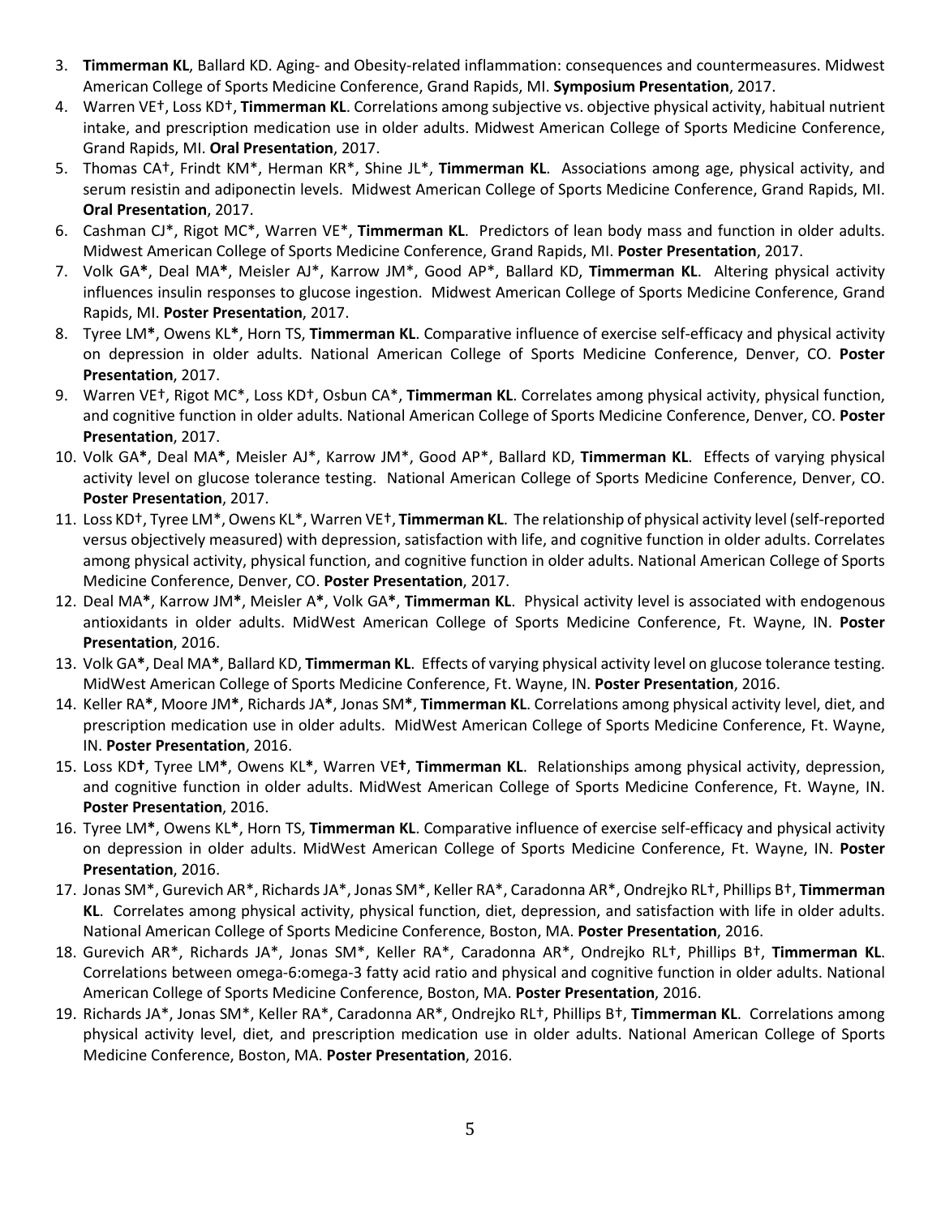3. **Timmerman KL**, Ballard KD. Aging- and Obesity-related inflammation: consequences and countermeasures. Midwest American College of Sports Medicine Conference, Grand Rapids, MI. **Symposium Presentation**, 2017.
4. Warren VE†, Loss KD†, **Timmerman KL**. Correlations among subjective vs. objective physical activity, habitual nutrient intake, and prescription medication use in older adults. Midwest American College of Sports Medicine Conference, Grand Rapids, MI. **Oral Presentation**, 2017.
5. Thomas CA†, Frindt KM*, Herman KR*, Shine JL*, **Timmerman KL**. Associations among age, physical activity, and serum resistin and adiponectin levels. Midwest American College of Sports Medicine Conference, Grand Rapids, MI. **Oral Presentation**, 2017.
6. Cashman CJ*, Rigot MC*, Warren VE*, **Timmerman KL**. Predictors of lean body mass and function in older adults. Midwest American College of Sports Medicine Conference, Grand Rapids, MI. **Poster Presentation**, 2017.
7. Volk GA*, Deal MA*, Meisler AJ*, Karrow JM*, Good AP*, Ballard KD, **Timmerman KL**. Altering physical activity influences insulin responses to glucose ingestion. Midwest American College of Sports Medicine Conference, Grand Rapids, MI. **Poster Presentation**, 2017.
8. Tyree LM*, Owens KL*, Horn TS, **Timmerman KL**. Comparative influence of exercise self-efficacy and physical activity on depression in older adults. National American College of Sports Medicine Conference, Denver, CO. **Poster Presentation**, 2017.
9. Warren VE†, Rigot MC*, Loss KD†, Osbun CA*, **Timmerman KL**. Correlates among physical activity, physical function, and cognitive function in older adults. National American College of Sports Medicine Conference, Denver, CO. **Poster Presentation**, 2017.
10. Volk GA*, Deal MA*, Meisler AJ*, Karrow JM*, Good AP*, Ballard KD, **Timmerman KL**. Effects of varying physical activity level on glucose tolerance testing. National American College of Sports Medicine Conference, Denver, CO. **Poster Presentation**, 2017.
11. Loss KD†, Tyree LM*, Owens KL*, Warren VE†, **Timmerman KL**. The relationship of physical activity level (self-reported versus objectively measured) with depression, satisfaction with life, and cognitive function in older adults. Correlates among physical activity, physical function, and cognitive function in older adults. National American College of Sports Medicine Conference, Denver, CO. **Poster Presentation**, 2017.
12. Deal MA*, Karrow JM*, Meisler A*, Volk GA*, **Timmerman KL**. Physical activity level is associated with endogenous antioxidants in older adults. MidWest American College of Sports Medicine Conference, Ft. Wayne, IN. **Poster Presentation**, 2016.
13. Volk GA*, Deal MA*, Ballard KD, **Timmerman KL**. Effects of varying physical activity level on glucose tolerance testing. MidWest American College of Sports Medicine Conference, Ft. Wayne, IN. **Poster Presentation**, 2016.
14. Keller RA*, Moore JM*, Richards JA*, Jonas SM*, **Timmerman KL**. Correlations among physical activity level, diet, and prescription medication use in older adults. MidWest American College of Sports Medicine Conference, Ft. Wayne, IN. **Poster Presentation**, 2016.
15. Loss KD†, Tyree LM*, Owens KL*, Warren VE†, **Timmerman KL**. Relationships among physical activity, depression, and cognitive function in older adults. MidWest American College of Sports Medicine Conference, Ft. Wayne, IN. **Poster Presentation**, 2016.
16. Tyree LM*, Owens KL*, Horn TS, **Timmerman KL**. Comparative influence of exercise self-efficacy and physical activity on depression in older adults. MidWest American College of Sports Medicine Conference, Ft. Wayne, IN. **Poster Presentation**, 2016.
17. Jonas SM*, Gurevich AR*, Richards JA*, Jonas SM*, Keller RA*, Caradonna AR*, Ondrejko RL†, Phillips B†, **Timmerman KL**. Correlates among physical activity, physical function, diet, depression, and satisfaction with life in older adults. National American College of Sports Medicine Conference, Boston, MA. **Poster Presentation**, 2016.
18. Gurevich AR*, Richards JA*, Jonas SM*, Keller RA*, Caradonna AR*, Ondrejko RL†, Phillips B†, **Timmerman KL**. Correlations between omega-6:omega-3 fatty acid ratio and physical and cognitive function in older adults. National American College of Sports Medicine Conference, Boston, MA. **Poster Presentation**, 2016.
19. Richards JA*, Jonas SM*, Keller RA*, Caradonna AR*, Ondrejko RL†, Phillips B†, **Timmerman KL**. Correlations among physical activity level, diet, and prescription medication use in older adults. National American College of Sports Medicine Conference, Boston, MA. **Poster Presentation**, 2016.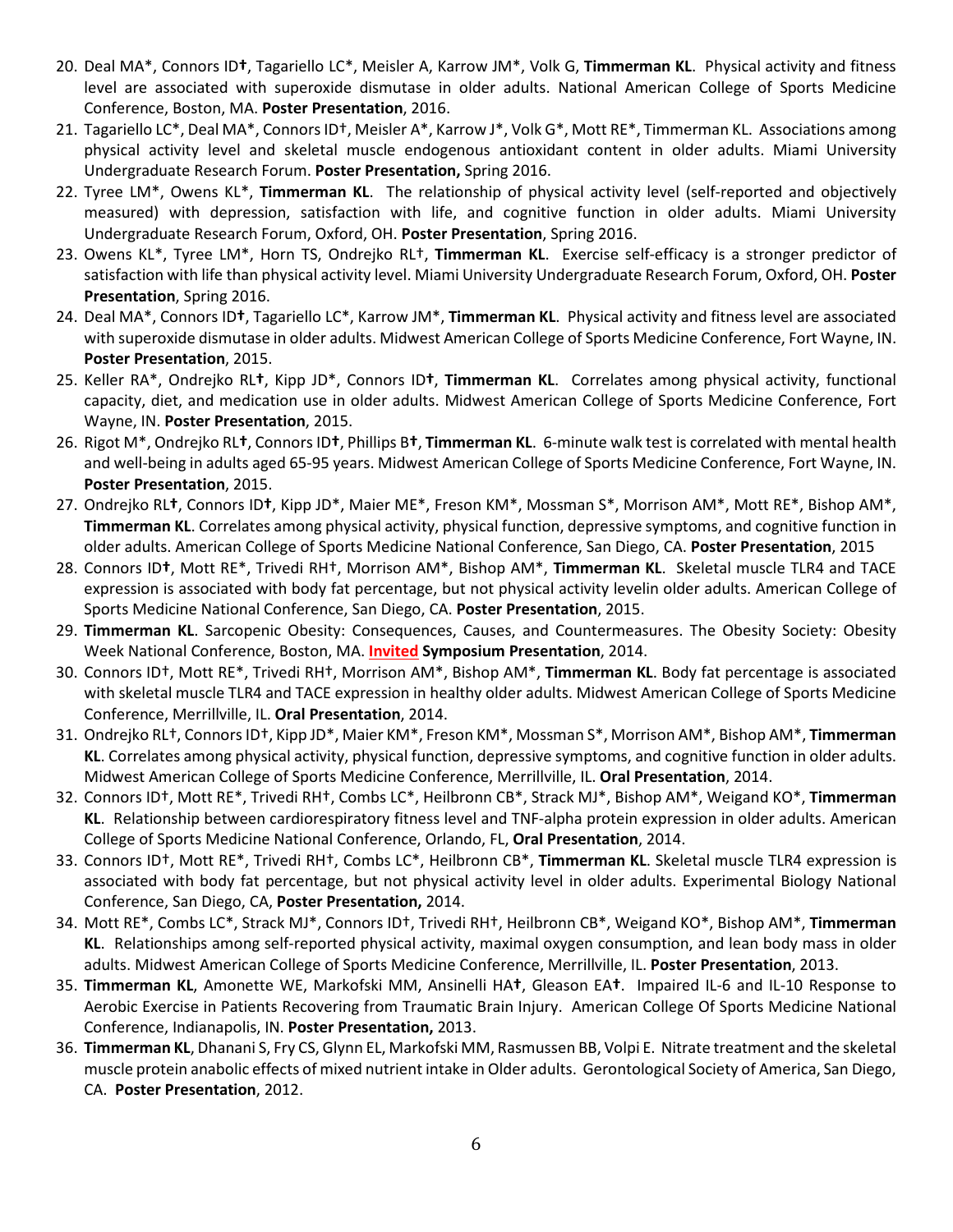20. Deal MA*, Connors ID†, Tagariello LC*, Meisler A, Karrow JM*, Volk G, **Timmerman KL**. Physical activity and fitness level are associated with superoxide dismutase in older adults. National American College of Sports Medicine Conference, Boston, MA. **Poster Presentation**, 2016.
21. Tagariello LC*, Deal MA*, Connors ID†, Meisler A*, Karrow J*, Volk G*, Mott RE*, Timmerman KL. Associations among physical activity level and skeletal muscle endogenous antioxidant content in older adults. Miami University Undergraduate Research Forum. **Poster Presentation,** Spring 2016.
22. Tyree LM*, Owens KL*, **Timmerman KL**. The relationship of physical activity level (self-reported and objectively measured) with depression, satisfaction with life, and cognitive function in older adults. Miami University Undergraduate Research Forum, Oxford, OH. **Poster Presentation**, Spring 2016.
23. Owens KL*, Tyree LM*, Horn TS, Ondrejko RL†, **Timmerman KL**. Exercise self-efficacy is a stronger predictor of satisfaction with life than physical activity level. Miami University Undergraduate Research Forum, Oxford, OH. **Poster Presentation**, Spring 2016.
24. Deal MA*, Connors ID†, Tagariello LC*, Karrow JM*, **Timmerman KL**. Physical activity and fitness level are associated with superoxide dismutase in older adults. Midwest American College of Sports Medicine Conference, Fort Wayne, IN. **Poster Presentation**, 2015.
25. Keller RA*, Ondrejko RL†, Kipp JD*, Connors ID†, **Timmerman KL**. Correlates among physical activity, functional capacity, diet, and medication use in older adults. Midwest American College of Sports Medicine Conference, Fort Wayne, IN. **Poster Presentation**, 2015.
26. Rigot M*, Ondrejko RL†, Connors ID†, Phillips B†, **Timmerman KL**. 6-minute walk test is correlated with mental health and well-being in adults aged 65-95 years. Midwest American College of Sports Medicine Conference, Fort Wayne, IN. **Poster Presentation**, 2015.
27. Ondrejko RL†, Connors ID†, Kipp JD*, Maier ME*, Freson KM*, Mossman S*, Morrison AM*, Mott RE*, Bishop AM*, **Timmerman KL**. Correlates among physical activity, physical function, depressive symptoms, and cognitive function in older adults. American College of Sports Medicine National Conference, San Diego, CA. **Poster Presentation**, 2015
28. Connors ID†, Mott RE*, Trivedi RH†, Morrison AM*, Bishop AM*, **Timmerman KL**. Skeletal muscle TLR4 and TACE expression is associated with body fat percentage, but not physical activity levelin older adults. American College of Sports Medicine National Conference, San Diego, CA. **Poster Presentation**, 2015.
29. **Timmerman KL**. Sarcopenic Obesity: Consequences, Causes, and Countermeasures. The Obesity Society: Obesity Week National Conference, Boston, MA. **Invited Symposium Presentation**, 2014.
30. Connors ID†, Mott RE*, Trivedi RH†, Morrison AM*, Bishop AM*, **Timmerman KL**. Body fat percentage is associated with skeletal muscle TLR4 and TACE expression in healthy older adults. Midwest American College of Sports Medicine Conference, Merrillville, IL. **Oral Presentation**, 2014.
31. Ondrejko RL†, Connors ID†, Kipp JD*, Maier KM*, Freson KM*, Mossman S*, Morrison AM*, Bishop AM*, **Timmerman KL**. Correlates among physical activity, physical function, depressive symptoms, and cognitive function in older adults. Midwest American College of Sports Medicine Conference, Merrillville, IL. **Oral Presentation**, 2014.
32. Connors ID†, Mott RE*, Trivedi RH†, Combs LC*, Heilbronn CB*, Strack MJ*, Bishop AM*, Weigand KO*, **Timmerman KL**. Relationship between cardiorespiratory fitness level and TNF-alpha protein expression in older adults. American College of Sports Medicine National Conference, Orlando, FL, **Oral Presentation**, 2014.
33. Connors ID†, Mott RE*, Trivedi RH†, Combs LC*, Heilbronn CB*, **Timmerman KL**. Skeletal muscle TLR4 expression is associated with body fat percentage, but not physical activity level in older adults. Experimental Biology National Conference, San Diego, CA, **Poster Presentation,** 2014.
34. Mott RE*, Combs LC*, Strack MJ*, Connors ID†, Trivedi RH†, Heilbronn CB*, Weigand KO*, Bishop AM*, **Timmerman KL**. Relationships among self-reported physical activity, maximal oxygen consumption, and lean body mass in older adults. Midwest American College of Sports Medicine Conference, Merrillville, IL. **Poster Presentation**, 2013.
35. **Timmerman KL**, Amonette WE, Markofski MM, Ansinelli HA†, Gleason EA†. Impaired IL-6 and IL-10 Response to Aerobic Exercise in Patients Recovering from Traumatic Brain Injury. American College Of Sports Medicine National Conference, Indianapolis, IN. **Poster Presentation,** 2013.
36. **Timmerman KL**, Dhanani S, Fry CS, Glynn EL, Markofski MM, Rasmussen BB, Volpi E. Nitrate treatment and the skeletal muscle protein anabolic effects of mixed nutrient intake in Older adults. Gerontological Society of America, San Diego, CA. **Poster Presentation**, 2012.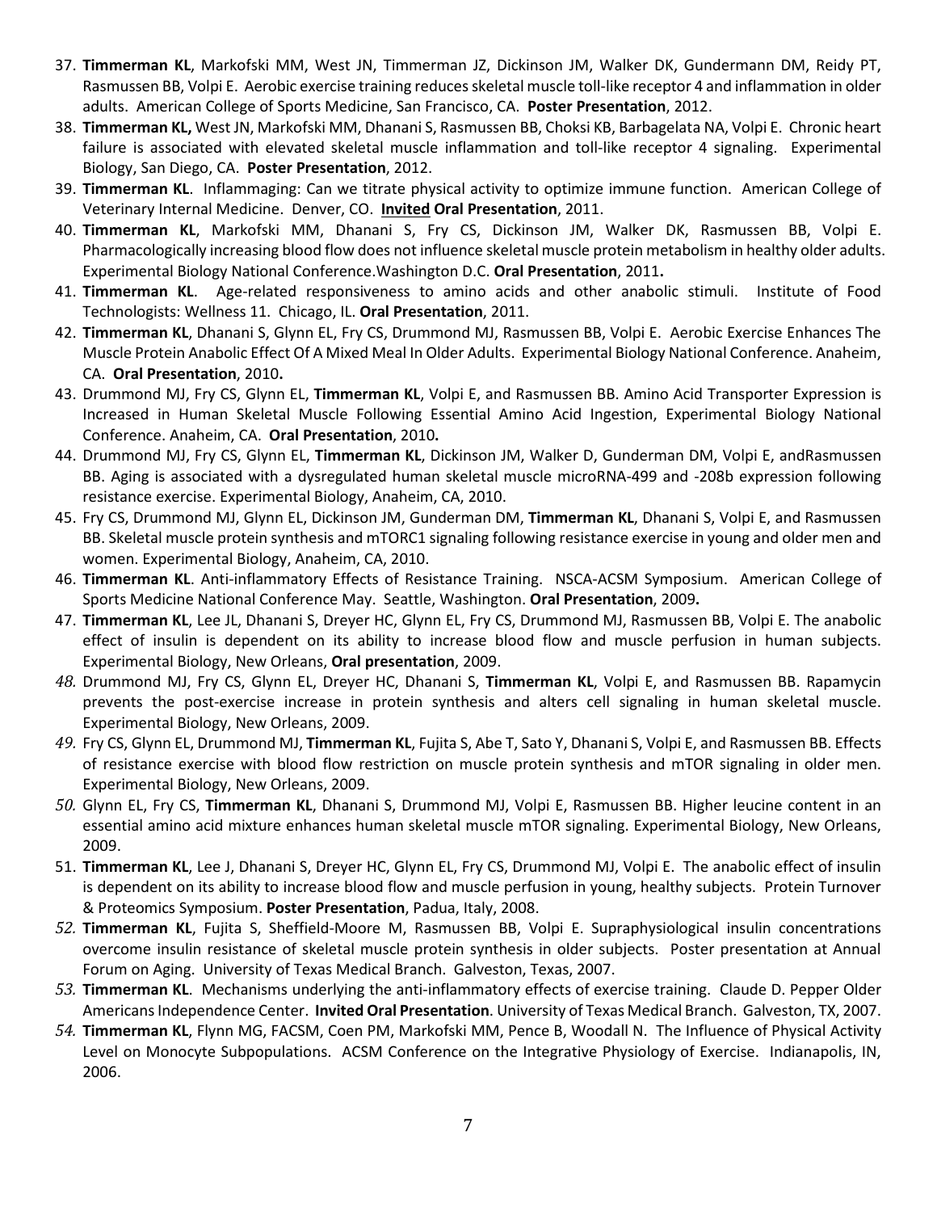37. **Timmerman KL**, Markofski MM, West JN, Timmerman JZ, Dickinson JM, Walker DK, Gundermann DM, Reidy PT, Rasmussen BB, Volpi E. Aerobic exercise training reduces skeletal muscle toll-like receptor 4 and inflammation in older adults. American College of Sports Medicine, San Francisco, CA. **Poster Presentation**, 2012.
38. **Timmerman KL,** West JN, Markofski MM, Dhanani S, Rasmussen BB, Choksi KB, Barbagelata NA, Volpi E. Chronic heart failure is associated with elevated skeletal muscle inflammation and toll-like receptor 4 signaling. Experimental Biology, San Diego, CA. **Poster Presentation**, 2012.
39. **Timmerman KL**. Inflammaging: Can we titrate physical activity to optimize immune function. American College of Veterinary Internal Medicine. Denver, CO. **Invited Oral Presentation**, 2011.
40. **Timmerman KL**, Markofski MM, Dhanani S, Fry CS, Dickinson JM, Walker DK, Rasmussen BB, Volpi E. Pharmacologically increasing blood flow does not influence skeletal muscle protein metabolism in healthy older adults. Experimental Biology National Conference.Washington D.C. **Oral Presentation**, 2011**.**
41. **Timmerman KL**. Age-related responsiveness to amino acids and other anabolic stimuli. Institute of Food Technologists: Wellness 11. Chicago, IL. **Oral Presentation**, 2011.
42. **Timmerman KL**, Dhanani S, Glynn EL, Fry CS, Drummond MJ, Rasmussen BB, Volpi E. Aerobic Exercise Enhances The Muscle Protein Anabolic Effect Of A Mixed Meal In Older Adults. Experimental Biology National Conference. Anaheim, CA. **Oral Presentation**, 2010**.**
43. Drummond MJ, Fry CS, Glynn EL, **Timmerman KL**, Volpi E, and Rasmussen BB. Amino Acid Transporter Expression is Increased in Human Skeletal Muscle Following Essential Amino Acid Ingestion, Experimental Biology National Conference. Anaheim, CA. **Oral Presentation**, 2010**.**
44. Drummond MJ, Fry CS, Glynn EL, **Timmerman KL**, Dickinson JM, Walker D, Gunderman DM, Volpi E, andRasmussen BB. Aging is associated with a dysregulated human skeletal muscle microRNA-499 and -208b expression following resistance exercise. Experimental Biology, Anaheim, CA, 2010.
45. Fry CS, Drummond MJ, Glynn EL, Dickinson JM, Gunderman DM, **Timmerman KL**, Dhanani S, Volpi E, and Rasmussen BB. Skeletal muscle protein synthesis and mTORC1 signaling following resistance exercise in young and older men and women. Experimental Biology, Anaheim, CA, 2010.
46. **Timmerman KL**. Anti-inflammatory Effects of Resistance Training. NSCA-ACSM Symposium. American College of Sports Medicine National Conference May. Seattle, Washington. **Oral Presentation**, 2009**.**
47. **Timmerman KL**, Lee JL, Dhanani S, Dreyer HC, Glynn EL, Fry CS, Drummond MJ, Rasmussen BB, Volpi E. The anabolic effect of insulin is dependent on its ability to increase blood flow and muscle perfusion in human subjects. Experimental Biology, New Orleans, **Oral presentation**, 2009.
48. Drummond MJ, Fry CS, Glynn EL, Dreyer HC, Dhanani S, **Timmerman KL**, Volpi E, and Rasmussen BB. Rapamycin prevents the post-exercise increase in protein synthesis and alters cell signaling in human skeletal muscle. Experimental Biology, New Orleans, 2009.
49. Fry CS, Glynn EL, Drummond MJ, **Timmerman KL**, Fujita S, Abe T, Sato Y, Dhanani S, Volpi E, and Rasmussen BB. Effects of resistance exercise with blood flow restriction on muscle protein synthesis and mTOR signaling in older men. Experimental Biology, New Orleans, 2009.
50. Glynn EL, Fry CS, **Timmerman KL**, Dhanani S, Drummond MJ, Volpi E, Rasmussen BB. Higher leucine content in an essential amino acid mixture enhances human skeletal muscle mTOR signaling. Experimental Biology, New Orleans, 2009.
51. **Timmerman KL**, Lee J, Dhanani S, Dreyer HC, Glynn EL, Fry CS, Drummond MJ, Volpi E. The anabolic effect of insulin is dependent on its ability to increase blood flow and muscle perfusion in young, healthy subjects. Protein Turnover & Proteomics Symposium. **Poster Presentation**, Padua, Italy, 2008.
52. **Timmerman KL**, Fujita S, Sheffield-Moore M, Rasmussen BB, Volpi E. Supraphysiological insulin concentrations overcome insulin resistance of skeletal muscle protein synthesis in older subjects. Poster presentation at Annual Forum on Aging. University of Texas Medical Branch. Galveston, Texas, 2007.
53. **Timmerman KL**. Mechanisms underlying the anti-inflammatory effects of exercise training. Claude D. Pepper Older Americans Independence Center. **Invited Oral Presentation**. University of Texas Medical Branch. Galveston, TX, 2007.
54. **Timmerman KL**, Flynn MG, FACSM, Coen PM, Markofski MM, Pence B, Woodall N. The Influence of Physical Activity Level on Monocyte Subpopulations. ACSM Conference on the Integrative Physiology of Exercise. Indianapolis, IN, 2006.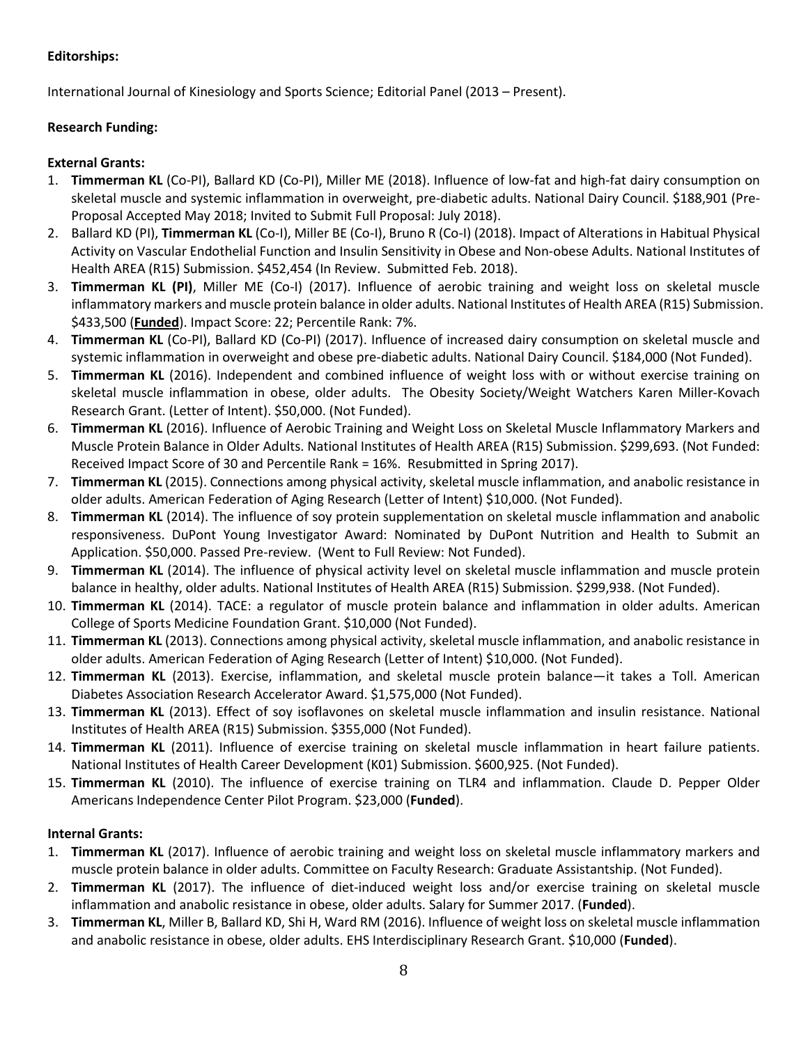**Editorships:**

International Journal of Kinesiology and Sports Science; Editorial Panel (2013 – Present).

**Research Funding:**

**External Grants:**

1. **Timmerman KL** (Co-PI), Ballard KD (Co-PI), Miller ME (2018). Influence of low-fat and high-fat dairy consumption on skeletal muscle and systemic inflammation in overweight, pre-diabetic adults. National Dairy Council. $188,901 (Pre-Proposal Accepted May 2018; Invited to Submit Full Proposal: July 2018).
2. Ballard KD (PI), **Timmerman KL** (Co-I), Miller BE (Co-I), Bruno R (Co-I) (2018). Impact of Alterations in Habitual Physical Activity on Vascular Endothelial Function and Insulin Sensitivity in Obese and Non-obese Adults. National Institutes of Health AREA (R15) Submission. $452,454 (In Review. Submitted Feb. 2018).
3. **Timmerman KL (PI)**, Miller ME (Co-I) (2017). Influence of aerobic training and weight loss on skeletal muscle inflammatory markers and muscle protein balance in older adults. National Institutes of Health AREA (R15) Submission. $433,500 (**Funded**). Impact Score: 22; Percentile Rank: 7%.
4. **Timmerman KL** (Co-PI), Ballard KD (Co-PI) (2017). Influence of increased dairy consumption on skeletal muscle and systemic inflammation in overweight and obese pre-diabetic adults. National Dairy Council. $184,000 (Not Funded).
5. **Timmerman KL** (2016). Independent and combined influence of weight loss with or without exercise training on skeletal muscle inflammation in obese, older adults. The Obesity Society/Weight Watchers Karen Miller-Kovach Research Grant. (Letter of Intent). $50,000. (Not Funded).
6. **Timmerman KL** (2016). Influence of Aerobic Training and Weight Loss on Skeletal Muscle Inflammatory Markers and Muscle Protein Balance in Older Adults. National Institutes of Health AREA (R15) Submission. $299,693. (Not Funded: Received Impact Score of 30 and Percentile Rank = 16%. Resubmitted in Spring 2017).
7. **Timmerman KL** (2015). Connections among physical activity, skeletal muscle inflammation, and anabolic resistance in older adults. American Federation of Aging Research (Letter of Intent) $10,000. (Not Funded).
8. **Timmerman KL** (2014). The influence of soy protein supplementation on skeletal muscle inflammation and anabolic responsiveness. DuPont Young Investigator Award: Nominated by DuPont Nutrition and Health to Submit an Application. $50,000. Passed Pre-review. (Went to Full Review: Not Funded).
9. **Timmerman KL** (2014). The influence of physical activity level on skeletal muscle inflammation and muscle protein balance in healthy, older adults. National Institutes of Health AREA (R15) Submission. $299,938. (Not Funded).
10. **Timmerman KL** (2014). TACE: a regulator of muscle protein balance and inflammation in older adults. American College of Sports Medicine Foundation Grant. $10,000 (Not Funded).
11. **Timmerman KL** (2013). Connections among physical activity, skeletal muscle inflammation, and anabolic resistance in older adults. American Federation of Aging Research (Letter of Intent) $10,000. (Not Funded).
12. **Timmerman KL** (2013). Exercise, inflammation, and skeletal muscle protein balance—it takes a Toll. American Diabetes Association Research Accelerator Award. $1,575,000 (Not Funded).
13. **Timmerman KL** (2013). Effect of soy isoflavones on skeletal muscle inflammation and insulin resistance. National Institutes of Health AREA (R15) Submission. $355,000 (Not Funded).
14. **Timmerman KL** (2011). Influence of exercise training on skeletal muscle inflammation in heart failure patients. National Institutes of Health Career Development (K01) Submission. $600,925. (Not Funded).
15. **Timmerman KL** (2010). The influence of exercise training on TLR4 and inflammation. Claude D. Pepper Older Americans Independence Center Pilot Program. $23,000 (**Funded**).

**Internal Grants:**

1. **Timmerman KL** (2017). Influence of aerobic training and weight loss on skeletal muscle inflammatory markers and muscle protein balance in older adults. Committee on Faculty Research: Graduate Assistantship. (Not Funded).
2. **Timmerman KL** (2017). The influence of diet-induced weight loss and/or exercise training on skeletal muscle inflammation and anabolic resistance in obese, older adults. Salary for Summer 2017. (**Funded**).
3. **Timmerman KL**, Miller B, Ballard KD, Shi H, Ward RM (2016). Influence of weight loss on skeletal muscle inflammation and anabolic resistance in obese, older adults. EHS Interdisciplinary Research Grant. $10,000 (**Funded**).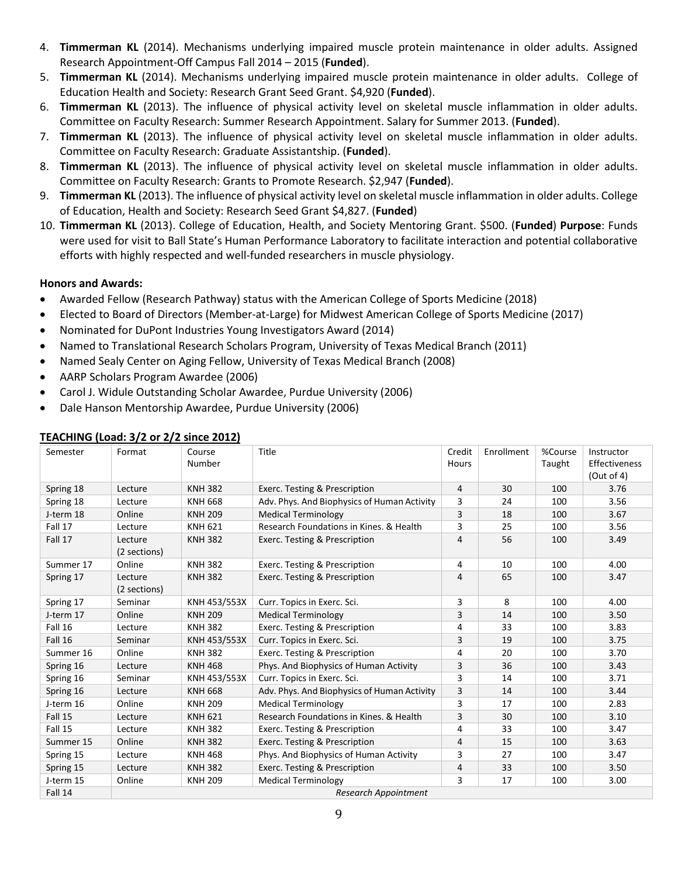4. **Timmerman KL** (2014). Mechanisms underlying impaired muscle protein maintenance in older adults. Assigned Research Appointment-Off Campus Fall 2014 – 2015 (**Funded**).
5. **Timmerman KL** (2014). Mechanisms underlying impaired muscle protein maintenance in older adults. College of Education Health and Society: Research Grant Seed Grant. $4,920 (**Funded**).
6. **Timmerman KL** (2013). The influence of physical activity level on skeletal muscle inflammation in older adults. Committee on Faculty Research: Summer Research Appointment. Salary for Summer 2013. (**Funded**).
7. **Timmerman KL** (2013). The influence of physical activity level on skeletal muscle inflammation in older adults. Committee on Faculty Research: Graduate Assistantship. (**Funded**).
8. **Timmerman KL** (2013). The influence of physical activity level on skeletal muscle inflammation in older adults. Committee on Faculty Research: Grants to Promote Research. $2,947 (**Funded**).
9. **Timmerman KL** (2013). The influence of physical activity level on skeletal muscle inflammation in older adults. College of Education, Health and Society: Research Seed Grant $4,827. (**Funded**)
10. **Timmerman KL** (2013). College of Education, Health, and Society Mentoring Grant. $500. (**Funded**) **Purpose**: Funds were used for visit to Ball State's Human Performance Laboratory to facilitate interaction and potential collaborative efforts with highly respected and well-funded researchers in muscle physiology.

**Honors and Awards:**

- Awarded Fellow (Research Pathway) status with the American College of Sports Medicine (2018)
- Elected to Board of Directors (Member-at-Large) for Midwest American College of Sports Medicine (2017)
- Nominated for DuPont Industries Young Investigators Award (2014)
- Named to Translational Research Scholars Program, University of Texas Medical Branch (2011)
- Named Sealy Center on Aging Fellow, University of Texas Medical Branch (2008)
- AARP Scholars Program Awardee (2006)
- Carol J. Widule Outstanding Scholar Awardee, Purdue University (2006)
- Dale Hanson Mentorship Awardee, Purdue University (2006)

**TEACHING (Load: 3/2 or 2/2 since 2012)**

| Semester | Format | Course Number | Title | Credit Hours | Enrollment | %Course Taught | Instructor Effectiveness (Out of 4) |
|---|---|---|---|---|---|---|---|
| Spring 18 | Lecture | KNH 382 | Exerc. Testing & Prescription | 4 | 30 | 100 | 3.76 |
| Spring 18 | Lecture | KNH 668 | Adv. Phys. And Biophysics of Human Activity | 3 | 24 | 100 | 3.56 |
| J-term 18 | Online | KNH 209 | Medical Terminology | 3 | 18 | 100 | 3.67 |
| Fall 17 | Lecture | KNH 621 | Research Foundations in Kines. & Health | 3 | 25 | 100 | 3.56 |
| Fall 17 | Lecture (2 sections) | KNH 382 | Exerc. Testing & Prescription | 4 | 56 | 100 | 3.49 |
| Summer 17 | Online | KNH 382 | Exerc. Testing & Prescription | 4 | 10 | 100 | 4.00 |
| Spring 17 | Lecture (2 sections) | KNH 382 | Exerc. Testing & Prescription | 4 | 65 | 100 | 3.47 |
| Spring 17 | Seminar | KNH 453/553X | Curr. Topics in Exerc. Sci. | 3 | 8 | 100 | 4.00 |
| J-term 17 | Online | KNH 209 | Medical Terminology | 3 | 14 | 100 | 3.50 |
| Fall 16 | Lecture | KNH 382 | Exerc. Testing & Prescription | 4 | 33 | 100 | 3.83 |
| Fall 16 | Seminar | KNH 453/553X | Curr. Topics in Exerc. Sci. | 3 | 19 | 100 | 3.75 |
| Summer 16 | Online | KNH 382 | Exerc. Testing & Prescription | 4 | 20 | 100 | 3.70 |
| Spring 16 | Lecture | KNH 468 | Phys. And Biophysics of Human Activity | 3 | 36 | 100 | 3.43 |
| Spring 16 | Seminar | KNH 453/553X | Curr. Topics in Exerc. Sci. | 3 | 14 | 100 | 3.71 |
| Spring 16 | Lecture | KNH 668 | Adv. Phys. And Biophysics of Human Activity | 3 | 14 | 100 | 3.44 |
| J-term 16 | Online | KNH 209 | Medical Terminology | 3 | 17 | 100 | 2.83 |
| Fall 15 | Lecture | KNH 621 | Research Foundations in Kines. & Health | 3 | 30 | 100 | 3.10 |
| Fall 15 | Lecture | KNH 382 | Exerc. Testing & Prescription | 4 | 33 | 100 | 3.47 |
| Summer 15 | Online | KNH 382 | Exerc. Testing & Prescription | 4 | 15 | 100 | 3.63 |
| Spring 15 | Lecture | KNH 468 | Phys. And Biophysics of Human Activity | 3 | 27 | 100 | 3.47 |
| Spring 15 | Lecture | KNH 382 | Exerc. Testing & Prescription | 4 | 33 | 100 | 3.50 |
| J-term 15 | Online | KNH 209 | Medical Terminology | 3 | 17 | 100 | 3.00 |
| Fall 14 | *Research Appointment* | | | | | | |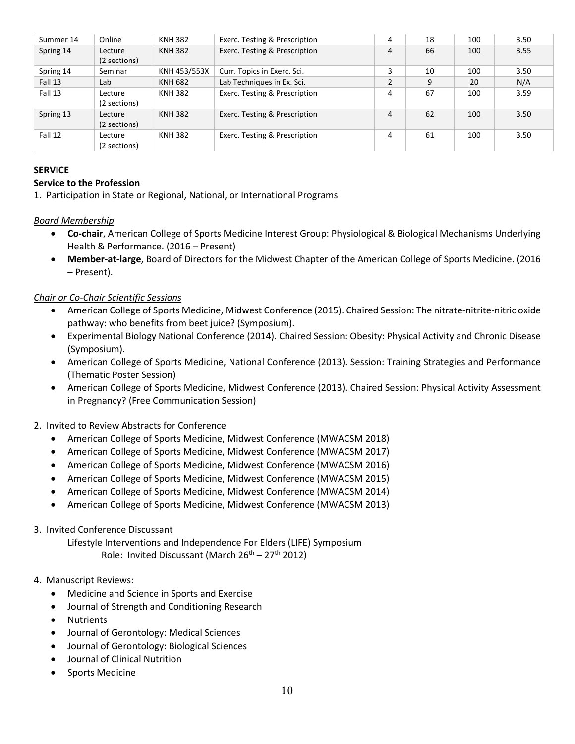| | | | | | | | |
|---|---|---|---|---|---|---|---|
| Summer 14 | Online | KNH 382 | Exerc. Testing & Prescription | 4 | 18 | 100 | 3.50 |
| Spring 14 | Lecture (2 sections) | KNH 382 | Exerc. Testing & Prescription | 4 | 66 | 100 | 3.55 |
| Spring 14 | Seminar | KNH 453/553X | Curr. Topics in Exerc. Sci. | 3 | 10 | 100 | 3.50 |
| Fall 13 | Lab | KNH 682 | Lab Techniques in Ex. Sci. | 2 | 9 | 20 | N/A |
| Fall 13 | Lecture (2 sections) | KNH 382 | Exerc. Testing & Prescription | 4 | 67 | 100 | 3.59 |
| Spring 13 | Lecture (2 sections) | KNH 382 | Exerc. Testing & Prescription | 4 | 62 | 100 | 3.50 |
| Fall 12 | Lecture (2 sections) | KNH 382 | Exerc. Testing & Prescription | 4 | 61 | 100 | 3.50 |

## SERVICE

### Service to the Profession

1. Participation in State or Regional, National, or International Programs

*Board Membership*

- **Co-chair**, American College of Sports Medicine Interest Group: Physiological & Biological Mechanisms Underlying Health & Performance. (2016 – Present)
- **Member-at-large**, Board of Directors for the Midwest Chapter of the American College of Sports Medicine. (2016 – Present).

*Chair or Co-Chair Scientific Sessions*

- American College of Sports Medicine, Midwest Conference (2015). Chaired Session: The nitrate-nitrite-nitric oxide pathway: who benefits from beet juice? (Symposium).
- Experimental Biology National Conference (2014). Chaired Session: Obesity: Physical Activity and Chronic Disease (Symposium).
- American College of Sports Medicine, National Conference (2013). Session: Training Strategies and Performance (Thematic Poster Session)
- American College of Sports Medicine, Midwest Conference (2013). Chaired Session: Physical Activity Assessment in Pregnancy? (Free Communication Session)

2. Invited to Review Abstracts for Conference

- American College of Sports Medicine, Midwest Conference (MWACSM 2018)
- American College of Sports Medicine, Midwest Conference (MWACSM 2017)
- American College of Sports Medicine, Midwest Conference (MWACSM 2016)
- American College of Sports Medicine, Midwest Conference (MWACSM 2015)
- American College of Sports Medicine, Midwest Conference (MWACSM 2014)
- American College of Sports Medicine, Midwest Conference (MWACSM 2013)

3. Invited Conference Discussant

Lifestyle Interventions and Independence For Elders (LIFE) Symposium
Role: Invited Discussant (March 26th – 27th 2012)

4. Manuscript Reviews:

- Medicine and Science in Sports and Exercise
- Journal of Strength and Conditioning Research
- Nutrients
- Journal of Gerontology: Medical Sciences
- Journal of Gerontology: Biological Sciences
- Journal of Clinical Nutrition
- Sports Medicine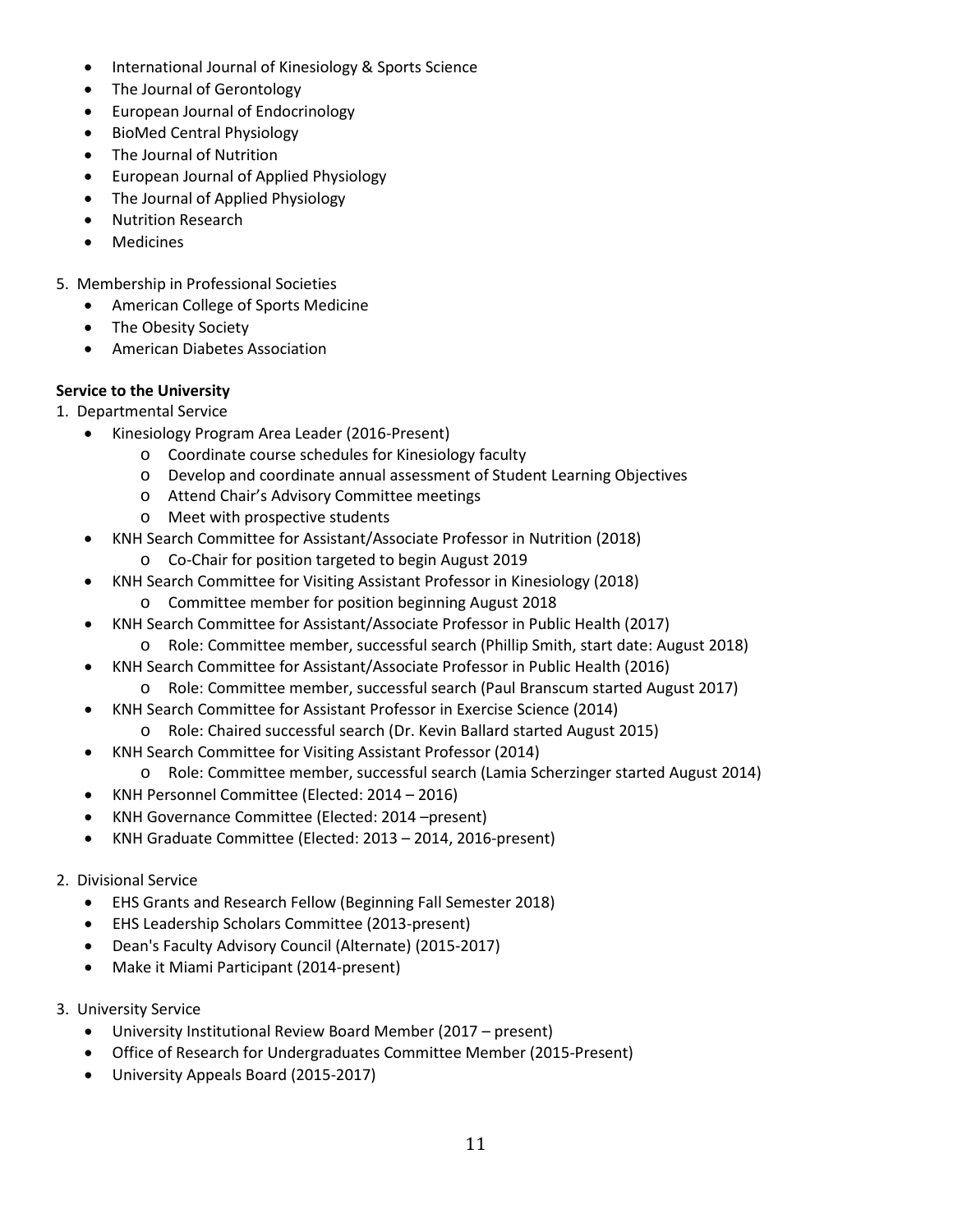- International Journal of Kinesiology & Sports Science
- The Journal of Gerontology
- European Journal of Endocrinology
- BioMed Central Physiology
- The Journal of Nutrition
- European Journal of Applied Physiology
- The Journal of Applied Physiology
- Nutrition Research
- Medicines

5. Membership in Professional Societies
   - American College of Sports Medicine
   - The Obesity Society
   - American Diabetes Association

**Service to the University**

1. Departmental Service
   - Kinesiology Program Area Leader (2016-Present)
     - Coordinate course schedules for Kinesiology faculty
     - Develop and coordinate annual assessment of Student Learning Objectives
     - Attend Chair's Advisory Committee meetings
     - Meet with prospective students
   - KNH Search Committee for Assistant/Associate Professor in Nutrition (2018)
     - Co-Chair for position targeted to begin August 2019
   - KNH Search Committee for Visiting Assistant Professor in Kinesiology (2018)
     - Committee member for position beginning August 2018
   - KNH Search Committee for Assistant/Associate Professor in Public Health (2017)
     - Role: Committee member, successful search (Phillip Smith, start date: August 2018)
   - KNH Search Committee for Assistant/Associate Professor in Public Health (2016)
     - Role: Committee member, successful search (Paul Branscum started August 2017)
   - KNH Search Committee for Assistant Professor in Exercise Science (2014)
     - Role: Chaired successful search (Dr. Kevin Ballard started August 2015)
   - KNH Search Committee for Visiting Assistant Professor (2014)
     - Role: Committee member, successful search (Lamia Scherzinger started August 2014)
   - KNH Personnel Committee (Elected: 2014 – 2016)
   - KNH Governance Committee (Elected: 2014 –present)
   - KNH Graduate Committee (Elected: 2013 – 2014, 2016-present)

2. Divisional Service
   - EHS Grants and Research Fellow (Beginning Fall Semester 2018)
   - EHS Leadership Scholars Committee (2013-present)
   - Dean's Faculty Advisory Council (Alternate) (2015-2017)
   - Make it Miami Participant (2014-present)

3. University Service
   - University Institutional Review Board Member (2017 – present)
   - Office of Research for Undergraduates Committee Member (2015-Present)
   - University Appeals Board (2015-2017)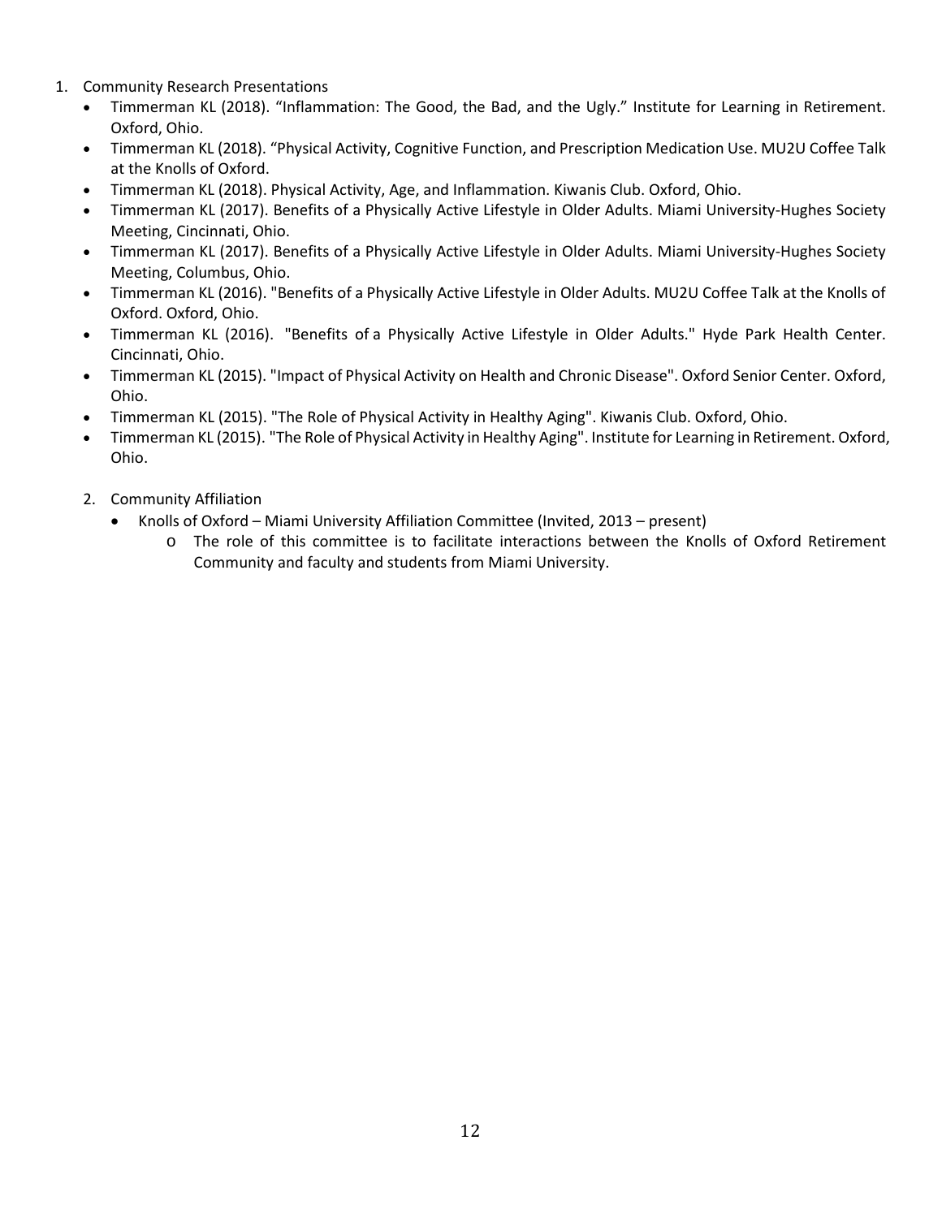1. Community Research Presentations
   - Timmerman KL (2018). "Inflammation: The Good, the Bad, and the Ugly." Institute for Learning in Retirement. Oxford, Ohio.
   - Timmerman KL (2018). "Physical Activity, Cognitive Function, and Prescription Medication Use. MU2U Coffee Talk at the Knolls of Oxford.
   - Timmerman KL (2018). Physical Activity, Age, and Inflammation. Kiwanis Club. Oxford, Ohio.
   - Timmerman KL (2017). Benefits of a Physically Active Lifestyle in Older Adults. Miami University-Hughes Society Meeting, Cincinnati, Ohio.
   - Timmerman KL (2017). Benefits of a Physically Active Lifestyle in Older Adults. Miami University-Hughes Society Meeting, Columbus, Ohio.
   - Timmerman KL (2016). "Benefits of a Physically Active Lifestyle in Older Adults. MU2U Coffee Talk at the Knolls of Oxford. Oxford, Ohio.
   - Timmerman KL (2016). "Benefits of a Physically Active Lifestyle in Older Adults." Hyde Park Health Center. Cincinnati, Ohio.
   - Timmerman KL (2015). "Impact of Physical Activity on Health and Chronic Disease". Oxford Senior Center. Oxford, Ohio.
   - Timmerman KL (2015). "The Role of Physical Activity in Healthy Aging". Kiwanis Club. Oxford, Ohio.
   - Timmerman KL (2015). "The Role of Physical Activity in Healthy Aging". Institute for Learning in Retirement. Oxford, Ohio.

2. Community Affiliation
   - Knolls of Oxford – Miami University Affiliation Committee (Invited, 2013 – present)
     - The role of this committee is to facilitate interactions between the Knolls of Oxford Retirement Community and faculty and students from Miami University.